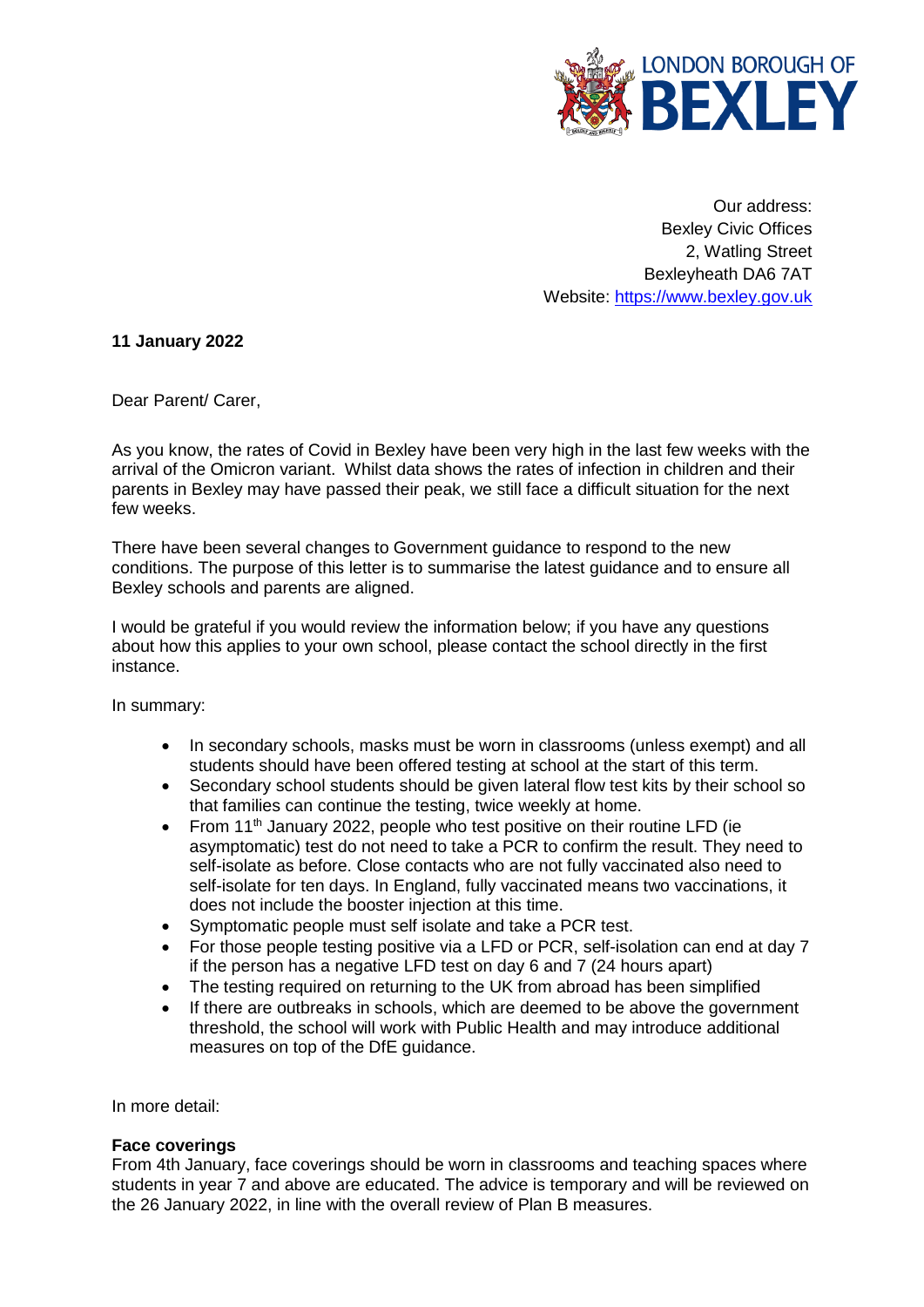LONDON BOROUGH OF BEXLEY

Our address:
Bexley Civic Offices
2, Watling Street
Bexleyheath DA6 7AT
Website: https://www.bexley.gov.uk

**11 January 2022**

Dear Parent/ Carer,

As you know, the rates of Covid in Bexley have been very high in the last few weeks with the arrival of the Omicron variant. Whilst data shows the rates of infection in children and their parents in Bexley may have passed their peak, we still face a difficult situation for the next few weeks.

There have been several changes to Government guidance to respond to the new conditions. The purpose of this letter is to summarise the latest guidance and to ensure all Bexley schools and parents are aligned.

I would be grateful if you would review the information below; if you have any questions about how this applies to your own school, please contact the school directly in the first instance.

In summary:

- In secondary schools, masks must be worn in classrooms (unless exempt) and all students should have been offered testing at school at the start of this term.
- Secondary school students should be given lateral flow test kits by their school so that families can continue the testing, twice weekly at home.
- From 11th January 2022, people who test positive on their routine LFD (ie asymptomatic) test do not need to take a PCR to confirm the result. They need to self-isolate as before. Close contacts who are not fully vaccinated also need to self-isolate for ten days. In England, fully vaccinated means two vaccinations, it does not include the booster injection at this time.
- Symptomatic people must self isolate and take a PCR test.
- For those people testing positive via a LFD or PCR, self-isolation can end at day 7 if the person has a negative LFD test on day 6 and 7 (24 hours apart)
- The testing required on returning to the UK from abroad has been simplified
- If there are outbreaks in schools, which are deemed to be above the government threshold, the school will work with Public Health and may introduce additional measures on top of the DfE guidance.

In more detail:

**Face coverings**
From 4th January, face coverings should be worn in classrooms and teaching spaces where students in year 7 and above are educated. The advice is temporary and will be reviewed on the 26 January 2022, in line with the overall review of Plan B measures.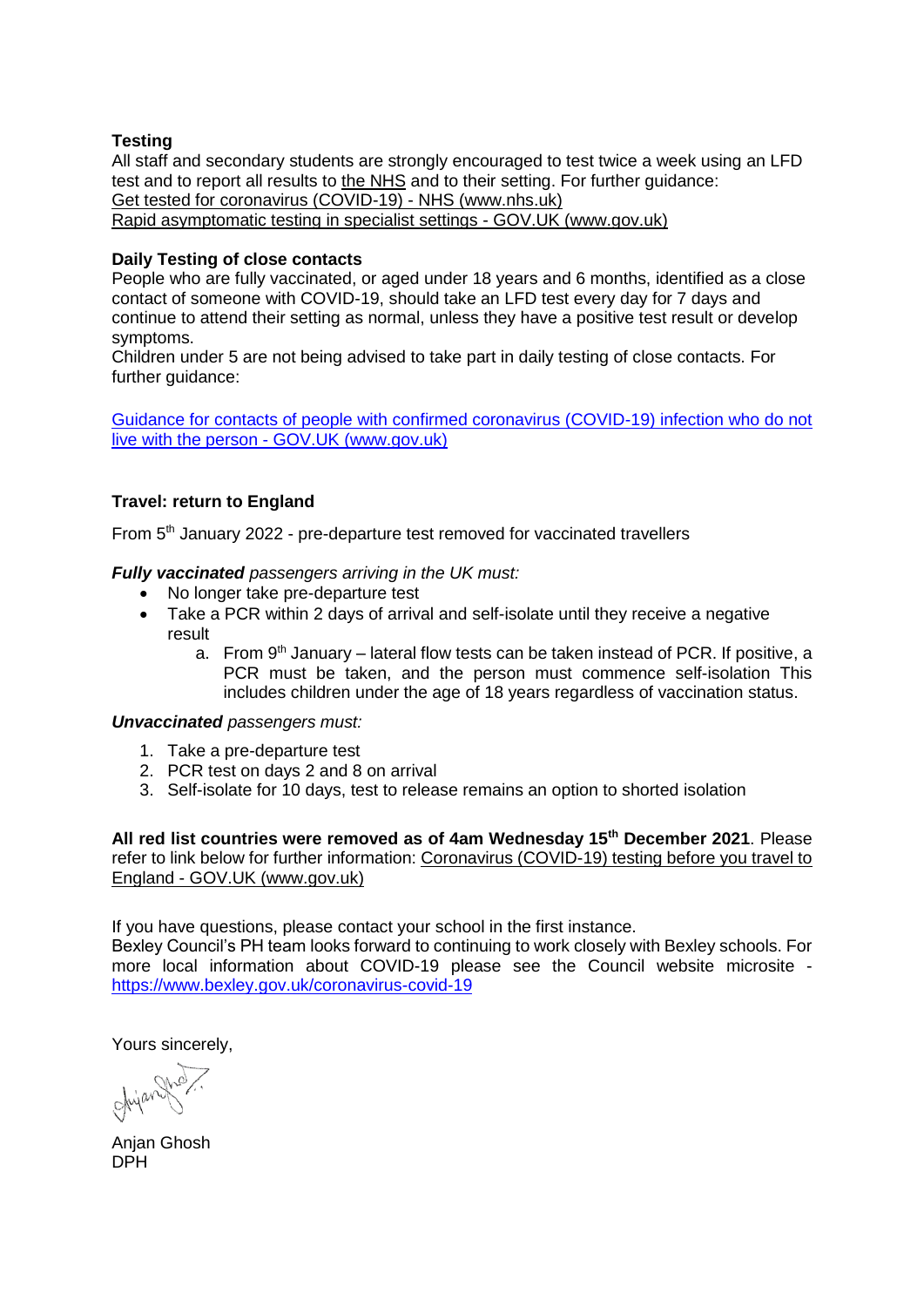**Testing**

All staff and secondary students are strongly encouraged to test twice a week using an LFD test and to report all results to the NHS and to their setting. For further guidance:
Get tested for coronavirus (COVID-19) - NHS (www.nhs.uk)
Rapid asymptomatic testing in specialist settings - GOV.UK (www.gov.uk)

**Daily Testing of close contacts**

People who are fully vaccinated, or aged under 18 years and 6 months, identified as a close contact of someone with COVID-19, should take an LFD test every day for 7 days and continue to attend their setting as normal, unless they have a positive test result or develop symptoms.
Children under 5 are not being advised to take part in daily testing of close contacts. For further guidance:

Guidance for contacts of people with confirmed coronavirus (COVID-19) infection who do not live with the person - GOV.UK (www.gov.uk)

**Travel: return to England**

From 5th January 2022 - pre-departure test removed for vaccinated travellers

***Fully vaccinated*** *passengers arriving in the UK must:*

- No longer take pre-departure test
- Take a PCR within 2 days of arrival and self-isolate until they receive a negative result
    a. From 9th January – lateral flow tests can be taken instead of PCR. If positive, a PCR must be taken, and the person must commence self-isolation This includes children under the age of 18 years regardless of vaccination status.

***Unvaccinated*** *passengers must:*

1. Take a pre-departure test
2. PCR test on days 2 and 8 on arrival
3. Self-isolate for 10 days, test to release remains an option to shorted isolation

**All red list countries were removed as of 4am Wednesday 15th December 2021**. Please refer to link below for further information: Coronavirus (COVID-19) testing before you travel to England - GOV.UK (www.gov.uk)

If you have questions, please contact your school in the first instance.
Bexley Council's PH team looks forward to continuing to work closely with Bexley schools. For more local information about COVID-19 please see the Council website microsite - https://www.bexley.gov.uk/coronavirus-covid-19

Yours sincerely,

Anjan Ghosh
DPH